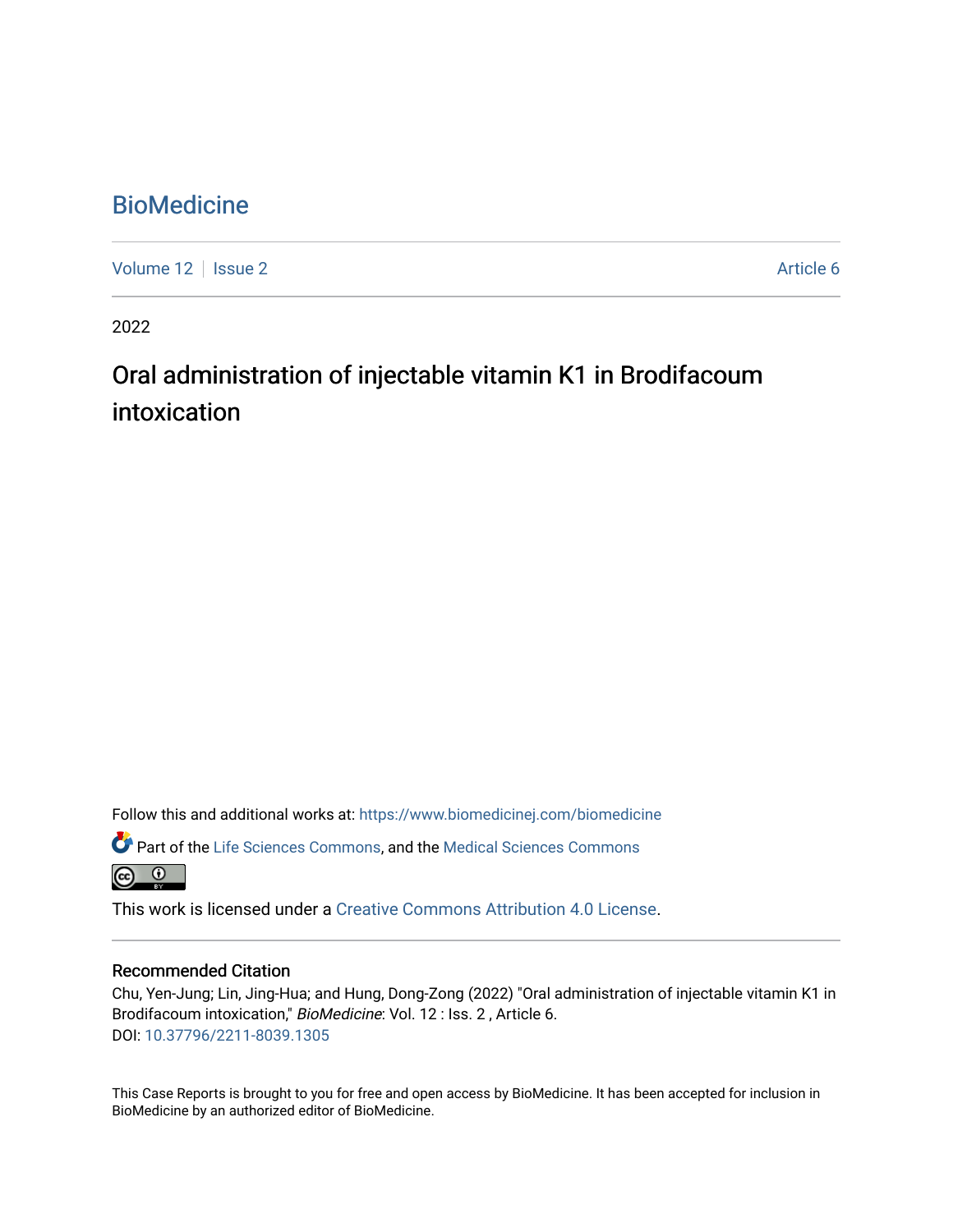# BioMedicine

Volume 12 | Issue 2 | Article 6

2022

## Oral administration of injectable vitamin K1 in Brodifacoum intoxication

Follow this and additional works at: https://www.biomedicinej.com/biomedicine

Part of the Life Sciences Commons, and the Medical Sciences Commons

This work is licensed under a Creative Commons Attribution 4.0 License.

### Recommended Citation

Chu, Yen-Jung; Lin, Jing-Hua; and Hung, Dong-Zong (2022) "Oral administration of injectable vitamin K1 in Brodifacoum intoxication," *BioMedicine*: Vol. 12 : Iss. 2 , Article 6.
DOI: 10.37796/2211-8039.1305

This Case Reports is brought to you for free and open access by BioMedicine. It has been accepted for inclusion in BioMedicine by an authorized editor of BioMedicine.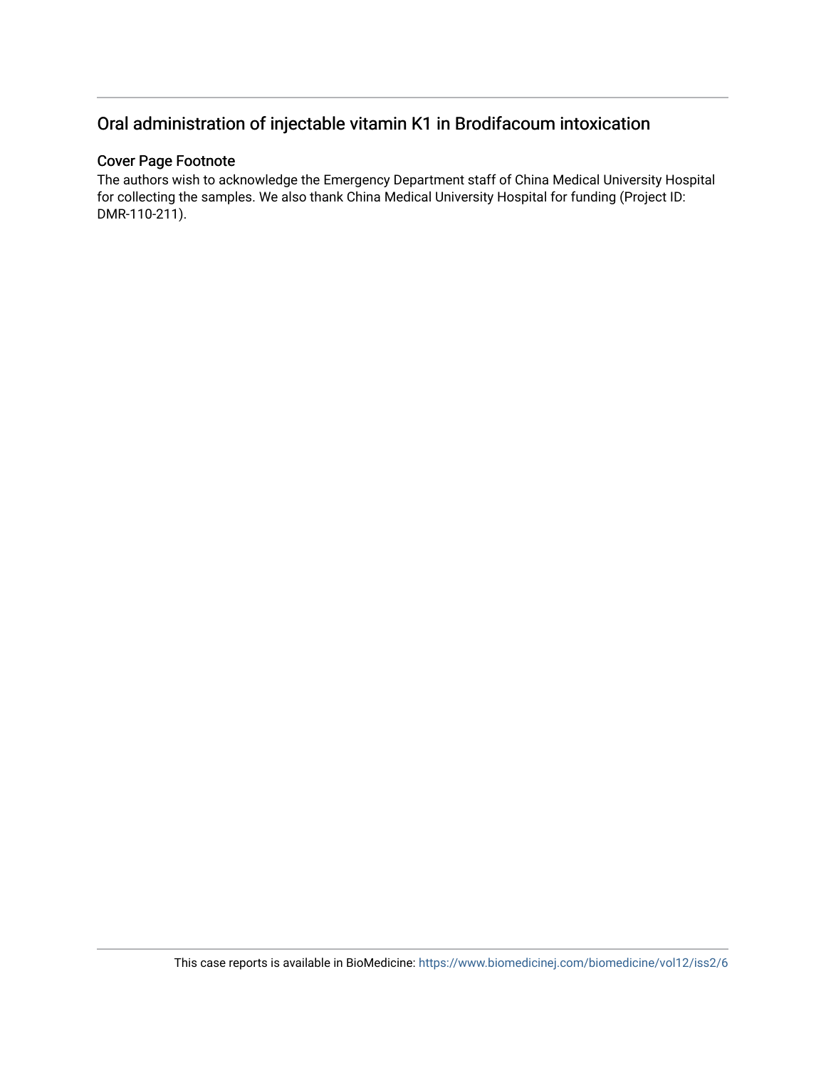## Oral administration of injectable vitamin K1 in Brodifacoum intoxication

### Cover Page Footnote

The authors wish to acknowledge the Emergency Department staff of China Medical University Hospital for collecting the samples. We also thank China Medical University Hospital for funding (Project ID: DMR-110-211).

This case reports is available in BioMedicine: https://www.biomedicinej.com/biomedicine/vol12/iss2/6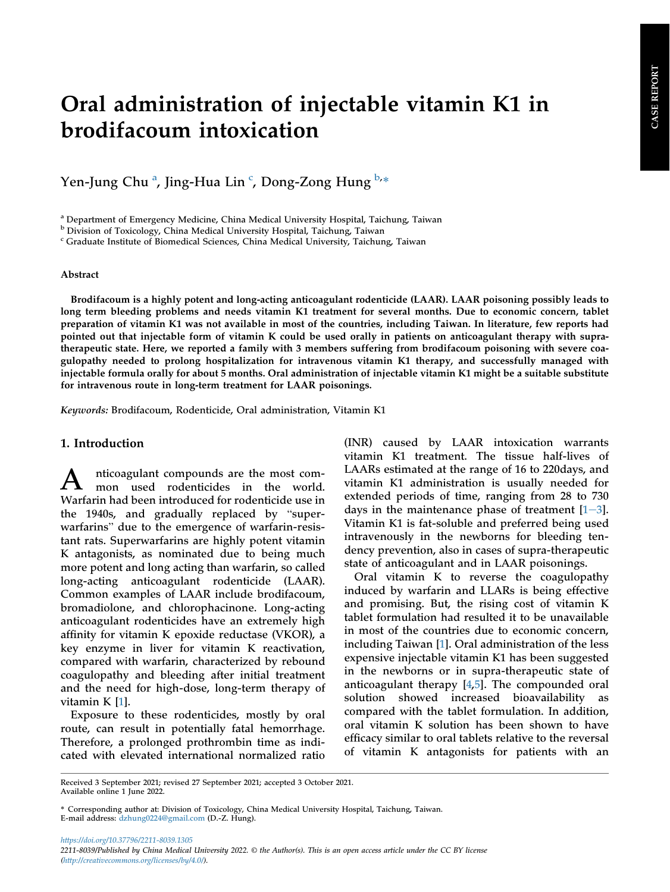# Oral administration of injectable vitamin K1 in brodifacoum intoxication

Yen-Jung Chu [a], Jing-Hua Lin [c], Dong-Zong Hung [b,*]

[a] Department of Emergency Medicine, China Medical University Hospital, Taichung, Taiwan
[b] Division of Toxicology, China Medical University Hospital, Taichung, Taiwan
[c] Graduate Institute of Biomedical Sciences, China Medical University, Taichung, Taiwan

### Abstract

**Brodifacoum is a highly potent and long-acting anticoagulant rodenticide (LAAR). LAAR poisoning possibly leads to long term bleeding problems and needs vitamin K1 treatment for several months. Due to economic concern, tablet preparation of vitamin K1 was not available in most of the countries, including Taiwan. In literature, few reports had pointed out that injectable form of vitamin K could be used orally in patients on anticoagulant therapy with supra-therapeutic state. Here, we reported a family with 3 members suffering from brodifacoum poisoning with severe coagulopathy needed to prolong hospitalization for intravenous vitamin K1 therapy, and successfully managed with injectable formula orally for about 5 months. Oral administration of injectable vitamin K1 might be a suitable substitute for intravenous route in long-term treatment for LAAR poisonings.**

*Keywords:* Brodifacoum, Rodenticide, Oral administration, Vitamin K1

## 1. Introduction

Anticoagulant compounds are the most common used rodenticides in the world. Warfarin had been introduced for rodenticide use in the 1940s, and gradually replaced by "superwarfarins" due to the emergence of warfarin-resistant rats. Superwarfarins are highly potent vitamin K antagonists, as nominated due to being much more potent and long acting than warfarin, so called long-acting anticoagulant rodenticide (LAAR). Common examples of LAAR include brodifacoum, bromadiolone, and chlorophacinone. Long-acting anticoagulant rodenticides have an extremely high affinity for vitamin K epoxide reductase (VKOR), a key enzyme in liver for vitamin K reactivation, compared with warfarin, characterized by rebound coagulopathy and bleeding after initial treatment and the need for high-dose, long-term therapy of vitamin K [1].

Exposure to these rodenticides, mostly by oral route, can result in potentially fatal hemorrhage. Therefore, a prolonged prothrombin time as indicated with elevated international normalized ratio (INR) caused by LAAR intoxication warrants vitamin K1 treatment. The tissue half-lives of LAARs estimated at the range of 16 to 220days, and vitamin K1 administration is usually needed for extended periods of time, ranging from 28 to 730 days in the maintenance phase of treatment [1–3]. Vitamin K1 is fat-soluble and preferred being used intravenously in the newborns for bleeding tendency prevention, also in cases of supra-therapeutic state of anticoagulant and in LAAR poisonings.

Oral vitamin K to reverse the coagulopathy induced by warfarin and LLARs is being effective and promising. But, the rising cost of vitamin K tablet formulation had resulted it to be unavailable in most of the countries due to economic concern, including Taiwan [1]. Oral administration of the less expensive injectable vitamin K1 has been suggested in the newborns or in supra-therapeutic state of anticoagulant therapy [4,5]. The compounded oral solution showed increased bioavailability as compared with the tablet formulation. In addition, oral vitamin K solution has been shown to have efficacy similar to oral tablets relative to the reversal of vitamin K antagonists for patients with an

Received 3 September 2021; revised 27 September 2021; accepted 3 October 2021.
Available online 1 June 2022.

* Corresponding author at: Division of Toxicology, China Medical University Hospital, Taichung, Taiwan.
E-mail address: dzhung0224@gmail.com (D.-Z. Hung).

https://doi.org/10.37796/2211-8039.1305
2211-8039/Published by China Medical University 2022. © the Author(s). This is an open access article under the CC BY license (http://creativecommons.org/licenses/by/4.0/).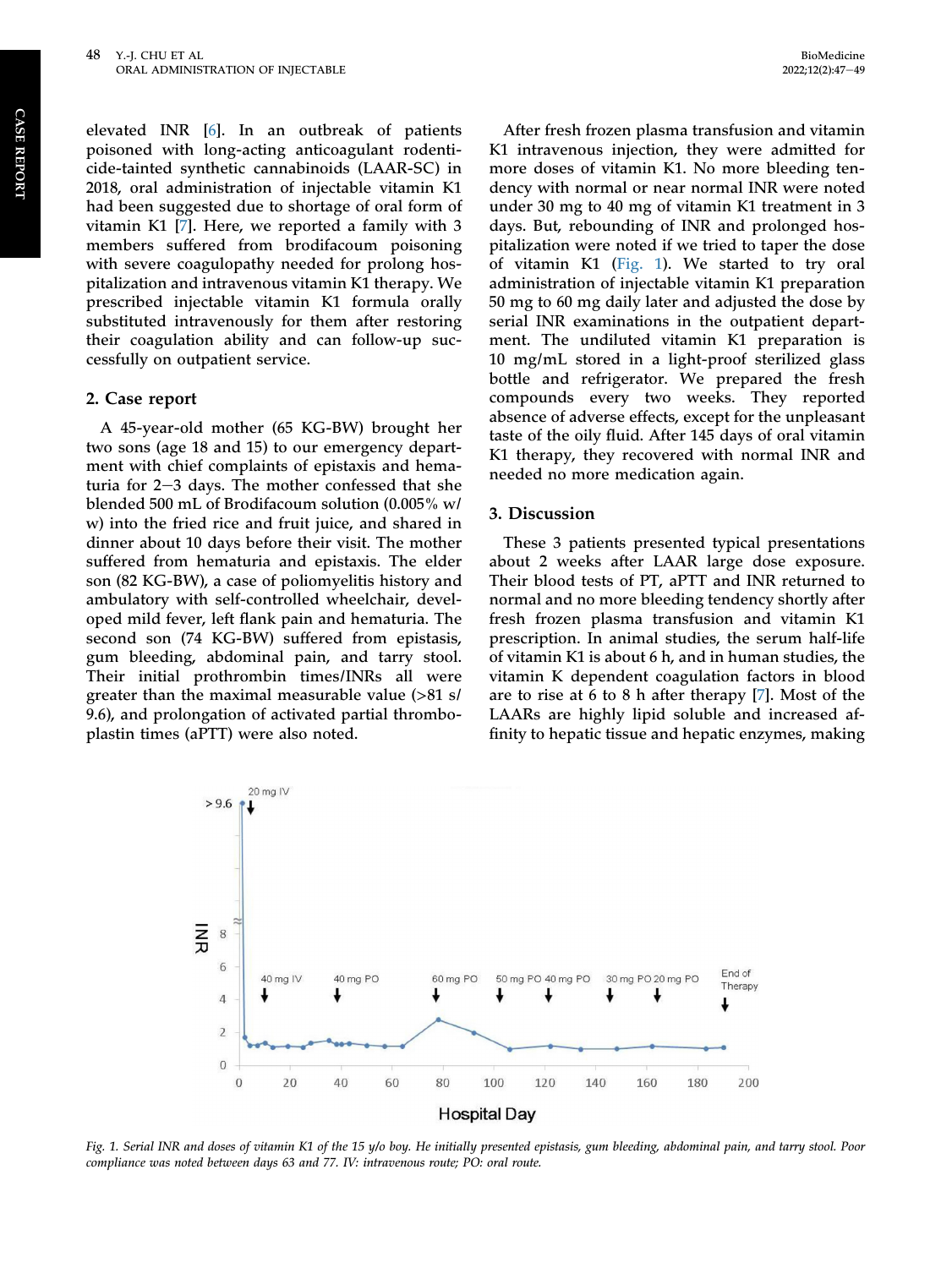elevated INR [6]. In an outbreak of patients poisoned with long-acting anticoagulant rodenticide-tainted synthetic cannabinoids (LAAR-SC) in 2018, oral administration of injectable vitamin K1 had been suggested due to shortage of oral form of vitamin K1 [7]. Here, we reported a family with 3 members suffered from brodifacoum poisoning with severe coagulopathy needed for prolong hospitalization and intravenous vitamin K1 therapy. We prescribed injectable vitamin K1 formula orally substituted intravenously for them after restoring their coagulation ability and can follow-up successfully on outpatient service.

## 2. Case report

A 45-year-old mother (65 KG-BW) brought her two sons (age 18 and 15) to our emergency department with chief complaints of epistaxis and hematuria for 2–3 days. The mother confessed that she blended 500 mL of Brodifacoum solution (0.005% w/w) into the fried rice and fruit juice, and shared in dinner about 10 days before their visit. The mother suffered from hematuria and epistaxis. The elder son (82 KG-BW), a case of poliomyelitis history and ambulatory with self-controlled wheelchair, developed mild fever, left flank pain and hematuria. The second son (74 KG-BW) suffered from epistaxis, gum bleeding, abdominal pain, and tarry stool. Their initial prothrombin times/INRs all were greater than the maximal measurable value (>81 s/9.6), and prolongation of activated partial thromboplastin times (aPTT) were also noted.

After fresh frozen plasma transfusion and vitamin K1 intravenous injection, they were admitted for more doses of vitamin K1. No more bleeding tendency with normal or near normal INR were noted under 30 mg to 40 mg of vitamin K1 treatment in 3 days. But, rebounding of INR and prolonged hospitalization were noted if we tried to taper the dose of vitamin K1 (Fig. 1). We started to try oral administration of injectable vitamin K1 preparation 50 mg to 60 mg daily later and adjusted the dose by serial INR examinations in the outpatient department. The undiluted vitamin K1 preparation is 10 mg/mL stored in a light-proof sterilized glass bottle and refrigerator. We prepared the fresh compounds every two weeks. They reported absence of adverse effects, except for the unpleasant taste of the oily fluid. After 145 days of oral vitamin K1 therapy, they recovered with normal INR and needed no more medication again.

## 3. Discussion

These 3 patients presented typical presentations about 2 weeks after LAAR large dose exposure. Their blood tests of PT, aPTT and INR returned to normal and no more bleeding tendency shortly after fresh frozen plasma transfusion and vitamin K1 prescription. In animal studies, the serum half-life of vitamin K1 is about 6 h, and in human studies, the vitamin K dependent coagulation factors in blood are to rise at 6 to 8 h after therapy [7]. Most of the LAARs are highly lipid soluble and increased affinity to hepatic tissue and hepatic enzymes, making

*Fig. 1. Serial INR and doses of vitamin K1 of the 15 y/o boy. He initially presented epistasis, gum bleeding, abdominal pain, and tarry stool. Poor compliance was noted between days 63 and 77. IV: intravenous route; PO: oral route.*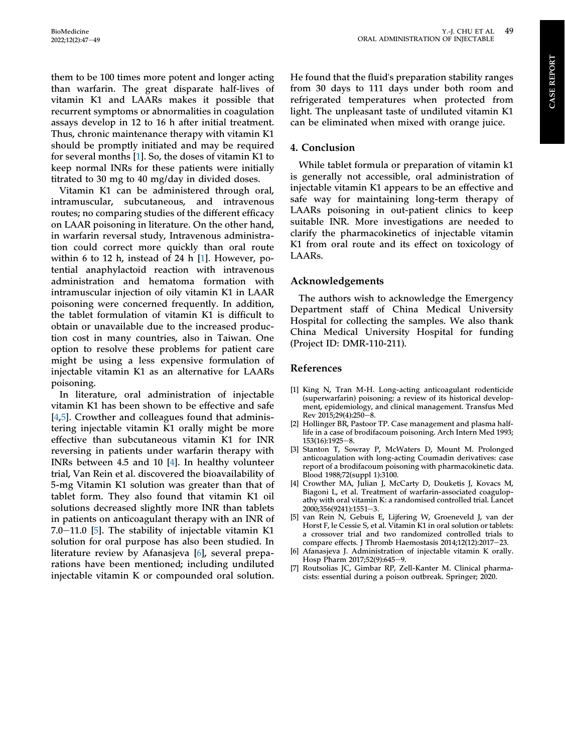them to be 100 times more potent and longer acting than warfarin. The great disparate half-lives of vitamin K1 and LAARs makes it possible that recurrent symptoms or abnormalities in coagulation assays develop in 12 to 16 h after initial treatment. Thus, chronic maintenance therapy with vitamin K1 should be promptly initiated and may be required for several months [1]. So, the doses of vitamin K1 to keep normal INRs for these patients were initially titrated to 30 mg to 40 mg/day in divided doses.

Vitamin K1 can be administered through oral, intramuscular, subcutaneous, and intravenous routes; no comparing studies of the different efficacy on LAAR poisoning in literature. On the other hand, in warfarin reversal study, Intravenous administration could correct more quickly than oral route within 6 to 12 h, instead of 24 h [1]. However, potential anaphylactoid reaction with intravenous administration and hematoma formation with intramuscular injection of oily vitamin K1 in LAAR poisoning were concerned frequently. In addition, the tablet formulation of vitamin K1 is difficult to obtain or unavailable due to the increased production cost in many countries, also in Taiwan. One option to resolve these problems for patient care might be using a less expensive formulation of injectable vitamin K1 as an alternative for LAARs poisoning.

In literature, oral administration of injectable vitamin K1 has been shown to be effective and safe [4,5]. Crowther and colleagues found that administering injectable vitamin K1 orally might be more effective than subcutaneous vitamin K1 for INR reversing in patients under warfarin therapy with INRs between 4.5 and 10 [4]. In healthy volunteer trial, Van Rein et al. discovered the bioavailability of 5-mg Vitamin K1 solution was greater than that of tablet form. They also found that vitamin K1 oil solutions decreased slightly more INR than tablets in patients on anticoagulant therapy with an INR of 7.0−11.0 [5]. The stability of injectable vitamin K1 solution for oral purpose has also been studied. In literature review by Afanasjeva [6], several preparations have been mentioned; including undiluted injectable vitamin K or compounded oral solution. He found that the fluid's preparation stability ranges from 30 days to 111 days under both room and refrigerated temperatures when protected from light. The unpleasant taste of undiluted vitamin K1 can be eliminated when mixed with orange juice.

## 4. Conclusion

While tablet formula or preparation of vitamin k1 is generally not accessible, oral administration of injectable vitamin K1 appears to be an effective and safe way for maintaining long-term therapy of LAARs poisoning in out-patient clinics to keep suitable INR. More investigations are needed to clarify the pharmacokinetics of injectable vitamin K1 from oral route and its effect on toxicology of LAARs.

## Acknowledgements

The authors wish to acknowledge the Emergency Department staff of China Medical University Hospital for collecting the samples. We also thank China Medical University Hospital for funding (Project ID: DMR-110-211).

## References

[1] King N, Tran M-H. Long-acting anticoagulant rodenticide (superwarfarin) poisoning: a review of its historical development, epidemiology, and clinical management. Transfus Med Rev 2015;29(4):250−8.

[2] Hollinger BR, Pastoor TP. Case management and plasma half-life in a case of brodifacoum poisoning. Arch Intern Med 1993; 153(16):1925−8.

[3] Stanton T, Sowray P, McWaters D, Mount M. Prolonged anticoagulation with long-acting Coumadin derivatives: case report of a brodifacoum poisoning with pharmacokinetic data. Blood 1988;72(suppl 1):3100.

[4] Crowther MA, Julian J, McCarty D, Douketis J, Kovacs M, Biagoni L, et al. Treatment of warfarin-associated coagulopathy with oral vitamin K: a randomised controlled trial. Lancet 2000;356(9241):1551−3.

[5] van Rein N, Gebuis E, Lijfering W, Groeneveld J, van der Horst F, le Cessie S, et al. Vitamin K1 in oral solution or tablets: a crossover trial and two randomized controlled trials to compare effects. J Thromb Haemostasis 2014;12(12):2017−23.

[6] Afanasjeva J. Administration of injectable vitamin K orally. Hosp Pharm 2017;52(9):645−9.

[7] Routsolias JC, Gimbar RP, Zell-Kanter M. Clinical pharmacists: essential during a poison outbreak. Springer; 2020.